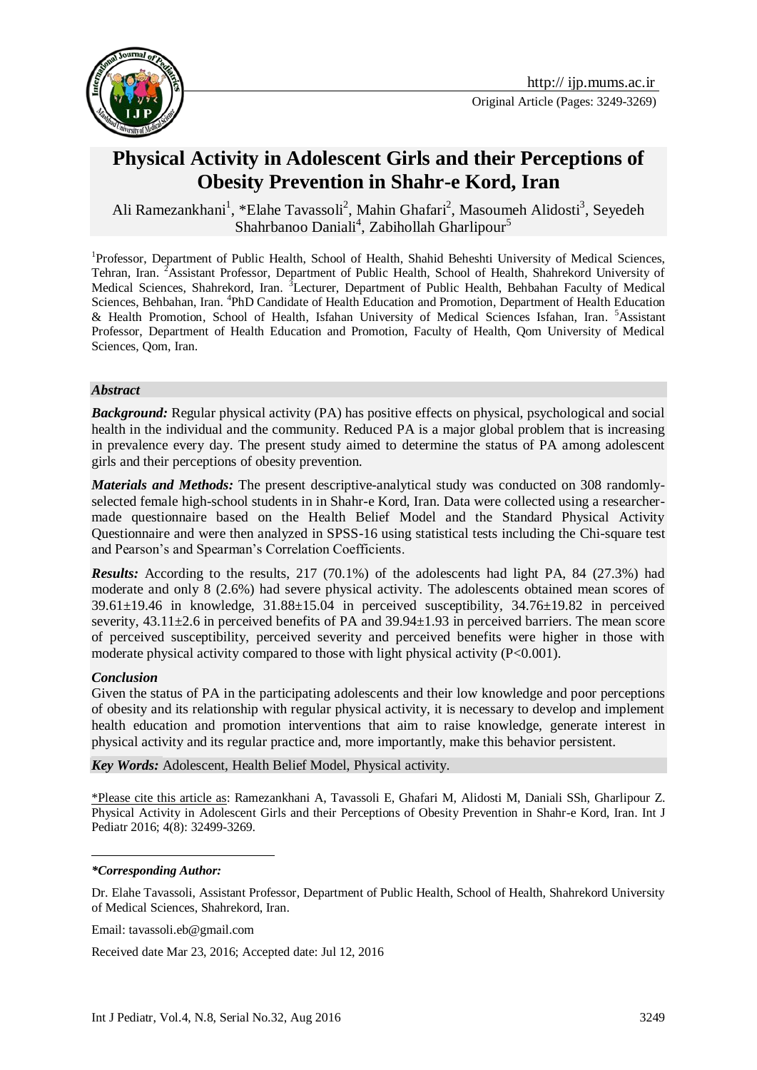Original Article (Pages: 3249-3269)

# Physical Activity in Adolescent Girls and their Perceptions of Obesity Prevention in Shahr-e Kord, Iran

Ali Ramezankhani[1], *Elahe Tavassoli[2], Mahin Ghafari[2], Masoumeh Alidosti[3], Seyedeh Shahrbanoo Daniali[4], Zabihollah Gharlipour[5]

[1]Professor, Department of Public Health, School of Health, Shahid Beheshti University of Medical Sciences, Tehran, Iran. [2]Assistant Professor, Department of Public Health, School of Health, Shahrekord University of Medical Sciences, Shahrekord, Iran. [3]Lecturer, Department of Public Health, Behbahan Faculty of Medical Sciences, Behbahan, Iran. [4]PhD Candidate of Health Education and Promotion, Department of Health Education & Health Promotion, School of Health, Isfahan University of Medical Sciences Isfahan, Iran. [5]Assistant Professor, Department of Health Education and Promotion, Faculty of Health, Qom University of Medical Sciences, Qom, Iran.

### *Abstract*

***Background:*** Regular physical activity (PA) has positive effects on physical, psychological and social health in the individual and the community. Reduced PA is a major global problem that is increasing in prevalence every day. The present study aimed to determine the status of PA among adolescent girls and their perceptions of obesity prevention.

***Materials and Methods:*** The present descriptive-analytical study was conducted on 308 randomly-selected female high-school students in in Shahr-e Kord, Iran. Data were collected using a researcher-made questionnaire based on the Health Belief Model and the Standard Physical Activity Questionnaire and were then analyzed in SPSS-16 using statistical tests including the Chi-square test and Pearson's and Spearman's Correlation Coefficients.

***Results:*** According to the results, 217 (70.1%) of the adolescents had light PA, 84 (27.3%) had moderate and only 8 (2.6%) had severe physical activity. The adolescents obtained mean scores of 39.61±19.46 in knowledge, 31.88±15.04 in perceived susceptibility, 34.76±19.82 in perceived severity, 43.11±2.6 in perceived benefits of PA and 39.94±1.93 in perceived barriers. The mean score of perceived susceptibility, perceived severity and perceived benefits were higher in those with moderate physical activity compared to those with light physical activity ($P<0.001$).

***Conclusion***

Given the status of PA in the participating adolescents and their low knowledge and poor perceptions of obesity and its relationship with regular physical activity, it is necessary to develop and implement health education and promotion interventions that aim to raise knowledge, generate interest in physical activity and its regular practice and, more importantly, make this behavior persistent.

***Key Words:*** Adolescent, Health Belief Model, Physical activity.

\*Please cite this article as: Ramezankhani A, Tavassoli E, Ghafari M, Alidosti M, Daniali SSh, Gharlipour Z. Physical Activity in Adolescent Girls and their Perceptions of Obesity Prevention in Shahr-e Kord, Iran. Int J Pediatr 2016; 4(8): 32499-3269.

***\*Corresponding Author:***

Dr. Elahe Tavassoli, Assistant Professor, Department of Public Health, School of Health, Shahrekord University of Medical Sciences, Shahrekord, Iran.

Email: tavassoli.eb@gmail.com

Received date Mar 23, 2016; Accepted date: Jul 12, 2016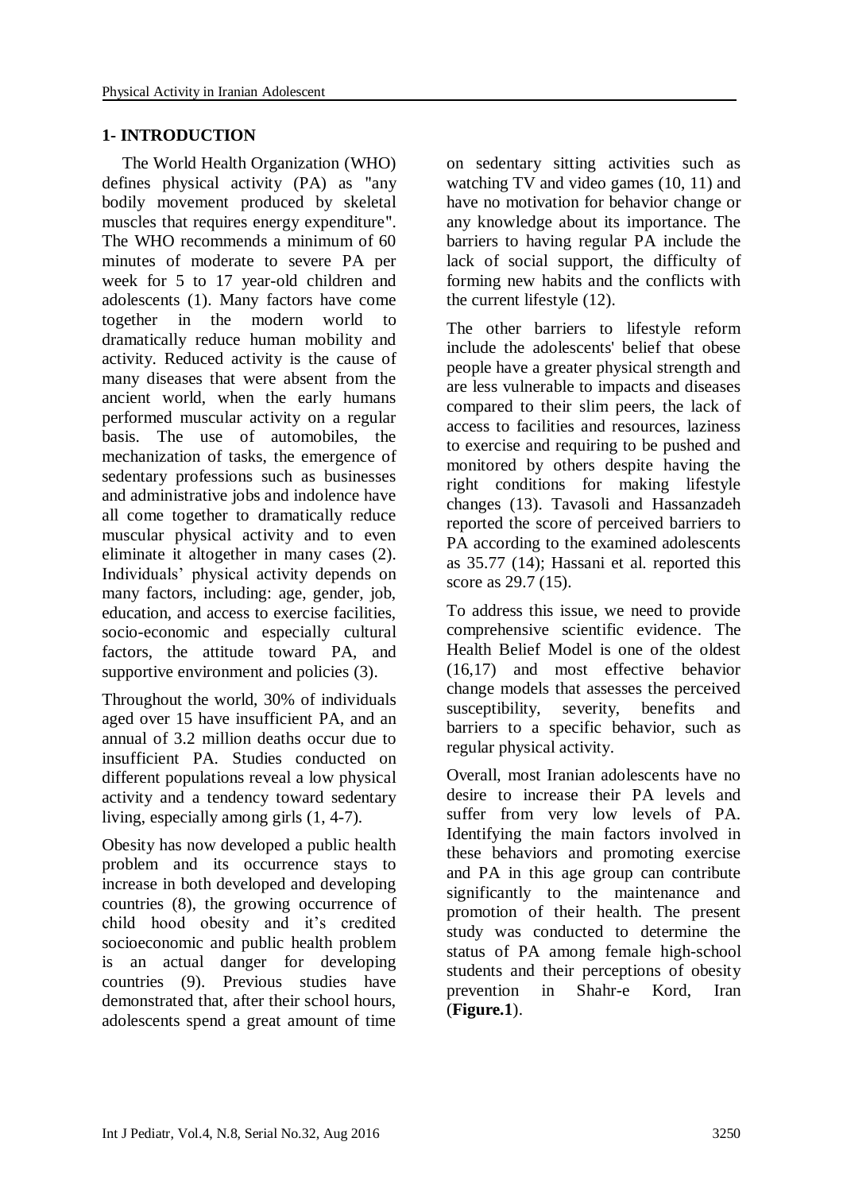## 1- INTRODUCTION

The World Health Organization (WHO) defines physical activity (PA) as "any bodily movement produced by skeletal muscles that requires energy expenditure". The WHO recommends a minimum of 60 minutes of moderate to severe PA per week for 5 to 17 year-old children and adolescents (1). Many factors have come together in the modern world to dramatically reduce human mobility and activity. Reduced activity is the cause of many diseases that were absent from the ancient world, when the early humans performed muscular activity on a regular basis. The use of automobiles, the mechanization of tasks, the emergence of sedentary professions such as businesses and administrative jobs and indolence have all come together to dramatically reduce muscular physical activity and to even eliminate it altogether in many cases (2). Individuals' physical activity depends on many factors, including: age, gender, job, education, and access to exercise facilities, socio-economic and especially cultural factors, the attitude toward PA, and supportive environment and policies (3).

Throughout the world, 30% of individuals aged over 15 have insufficient PA, and an annual of 3.2 million deaths occur due to insufficient PA. Studies conducted on different populations reveal a low physical activity and a tendency toward sedentary living, especially among girls (1, 4-7).

Obesity has now developed a public health problem and its occurrence stays to increase in both developed and developing countries (8), the growing occurrence of child hood obesity and it's credited socioeconomic and public health problem is an actual danger for developing countries (9). Previous studies have demonstrated that, after their school hours, adolescents spend a great amount of time on sedentary sitting activities such as watching TV and video games (10, 11) and have no motivation for behavior change or any knowledge about its importance. The barriers to having regular PA include the lack of social support, the difficulty of forming new habits and the conflicts with the current lifestyle (12).

The other barriers to lifestyle reform include the adolescents' belief that obese people have a greater physical strength and are less vulnerable to impacts and diseases compared to their slim peers, the lack of access to facilities and resources, laziness to exercise and requiring to be pushed and monitored by others despite having the right conditions for making lifestyle changes (13). Tavasoli and Hassanzadeh reported the score of perceived barriers to PA according to the examined adolescents as 35.77 (14); Hassani et al. reported this score as 29.7 (15).

To address this issue, we need to provide comprehensive scientific evidence. The Health Belief Model is one of the oldest (16,17) and most effective behavior change models that assesses the perceived susceptibility, severity, benefits and barriers to a specific behavior, such as regular physical activity.

Overall, most Iranian adolescents have no desire to increase their PA levels and suffer from very low levels of PA. Identifying the main factors involved in these behaviors and promoting exercise and PA in this age group can contribute significantly to the maintenance and promotion of their health. The present study was conducted to determine the status of PA among female high-school students and their perceptions of obesity prevention in Shahr-e Kord, Iran (**Figure.1**).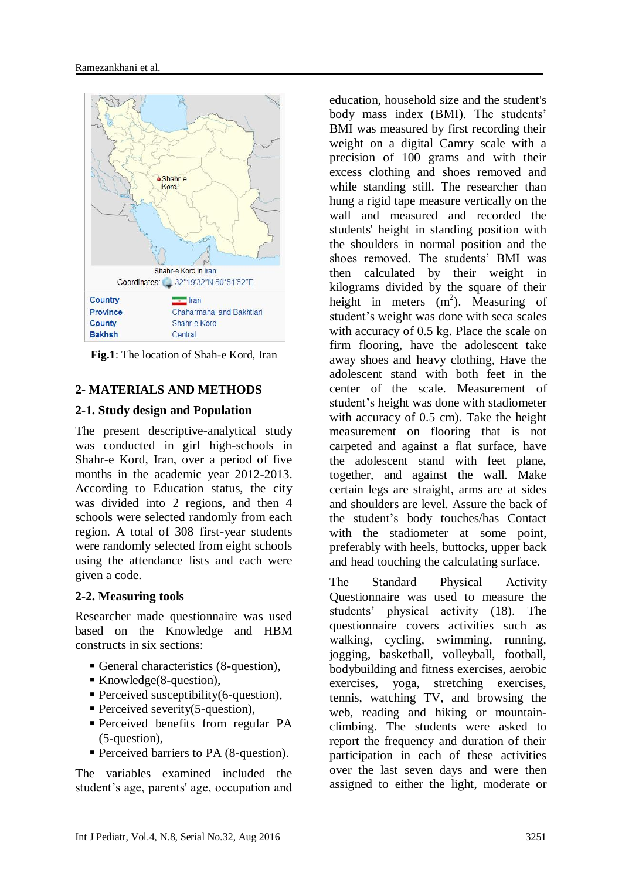**Fig.1**: The location of Shah-e Kord, Iran

## 2- MATERIALS AND METHODS

### 2-1. Study design and Population

The present descriptive-analytical study was conducted in girl high-schools in Shahr-e Kord, Iran, over a period of five months in the academic year 2012-2013. According to Education status, the city was divided into 2 regions, and then 4 schools were selected randomly from each region. A total of 308 first-year students were randomly selected from eight schools using the attendance lists and each were given a code.

### 2-2. Measuring tools

Researcher made questionnaire was used based on the Knowledge and HBM constructs in six sections:

- General characteristics (8-question),
- Knowledge(8-question),
- Perceived susceptibility(6-question),
- Perceived severity(5-question),
- Perceived benefits from regular PA (5-question),
- Perceived barriers to PA (8-question).

The variables examined included the student's age, parents' age, occupation and education, household size and the student's body mass index (BMI). The students' BMI was measured by first recording their weight on a digital Camry scale with a precision of 100 grams and with their excess clothing and shoes removed and while standing still. The researcher than hung a rigid tape measure vertically on the wall and measured and recorded the students' height in standing position with the shoulders in normal position and the shoes removed. The students' BMI was then calculated by their weight in kilograms divided by the square of their height in meters ($m^2$). Measuring of student's weight was done with seca scales with accuracy of 0.5 kg. Place the scale on firm flooring, have the adolescent take away shoes and heavy clothing, Have the adolescent stand with both feet in the center of the scale. Measurement of student's height was done with stadiometer with accuracy of 0.5 cm). Take the height measurement on flooring that is not carpeted and against a flat surface, have the adolescent stand with feet plane, together, and against the wall. Make certain legs are straight, arms are at sides and shoulders are level. Assure the back of the student's body touches/has Contact with the stadiometer at some point, preferably with heels, buttocks, upper back and head touching the calculating surface.

The Standard Physical Activity Questionnaire was used to measure the students' physical activity (18). The questionnaire covers activities such as walking, cycling, swimming, running, jogging, basketball, volleyball, football, bodybuilding and fitness exercises, aerobic exercises, yoga, stretching exercises, tennis, watching TV, and browsing the web, reading and hiking or mountain-climbing. The students were asked to report the frequency and duration of their participation in each of these activities over the last seven days and were then assigned to either the light, moderate or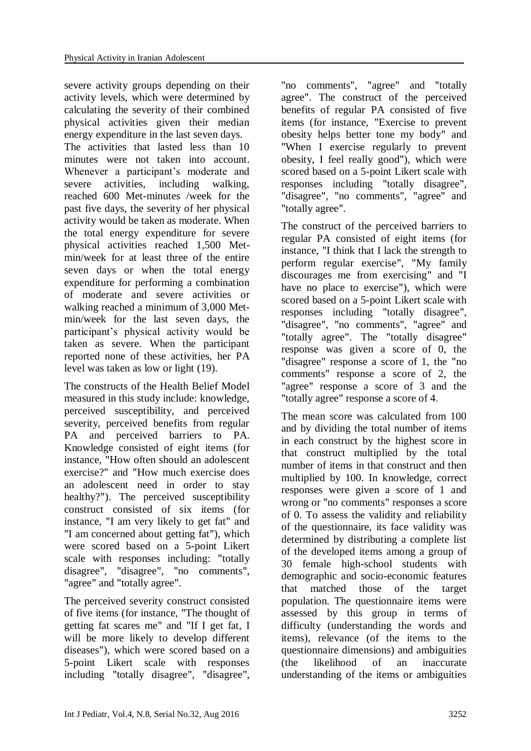severe activity groups depending on their activity levels, which were determined by calculating the severity of their combined physical activities given their median energy expenditure in the last seven days.

The activities that lasted less than 10 minutes were not taken into account. Whenever a participant's moderate and severe activities, including walking, reached 600 Met-minutes /week for the past five days, the severity of her physical activity would be taken as moderate. When the total energy expenditure for severe physical activities reached 1,500 Met-min/week for at least three of the entire seven days or when the total energy expenditure for performing a combination of moderate and severe activities or walking reached a minimum of 3,000 Met-min/week for the last seven days, the participant's physical activity would be taken as severe. When the participant reported none of these activities, her PA level was taken as low or light (19).

The constructs of the Health Belief Model measured in this study include: knowledge, perceived susceptibility, and perceived severity, perceived benefits from regular PA and perceived barriers to PA. Knowledge consisted of eight items (for instance, "How often should an adolescent exercise?" and "How much exercise does an adolescent need in order to stay healthy?"). The perceived susceptibility construct consisted of six items (for instance, "I am very likely to get fat" and "I am concerned about getting fat"), which were scored based on a 5-point Likert scale with responses including: "totally disagree", "disagree", "no comments", "agree" and "totally agree".

The perceived severity construct consisted of five items (for instance, "The thought of getting fat scares me" and "If I get fat, I will be more likely to develop different diseases"), which were scored based on a 5-point Likert scale with responses including "totally disagree", "disagree", "no comments", "agree" and "totally agree". The construct of the perceived benefits of regular PA consisted of five items (for instance, "Exercise to prevent obesity helps better tone my body" and "When I exercise regularly to prevent obesity, I feel really good"), which were scored based on a 5-point Likert scale with responses including "totally disagree", "disagree", "no comments", "agree" and "totally agree".

The construct of the perceived barriers to regular PA consisted of eight items (for instance, "I think that I lack the strength to perform regular exercise", "My family discourages me from exercising" and "I have no place to exercise"), which were scored based on a 5-point Likert scale with responses including "totally disagree", "disagree", "no comments", "agree" and "totally agree". The "totally disagree" response was given a score of 0, the "disagree" response a score of 1, the "no comments" response a score of 2, the "agree" response a score of 3 and the "totally agree" response a score of 4.

The mean score was calculated from 100 and by dividing the total number of items in each construct by the highest score in that construct multiplied by the total number of items in that construct and then multiplied by 100. In knowledge, correct responses were given a score of 1 and wrong or "no comments" responses a score of 0. To assess the validity and reliability of the questionnaire, its face validity was determined by distributing a complete list of the developed items among a group of 30 female high-school students with demographic and socio-economic features that matched those of the target population. The questionnaire items were assessed by this group in terms of difficulty (understanding the words and items), relevance (of the items to the questionnaire dimensions) and ambiguities (the likelihood of an inaccurate understanding of the items or ambiguities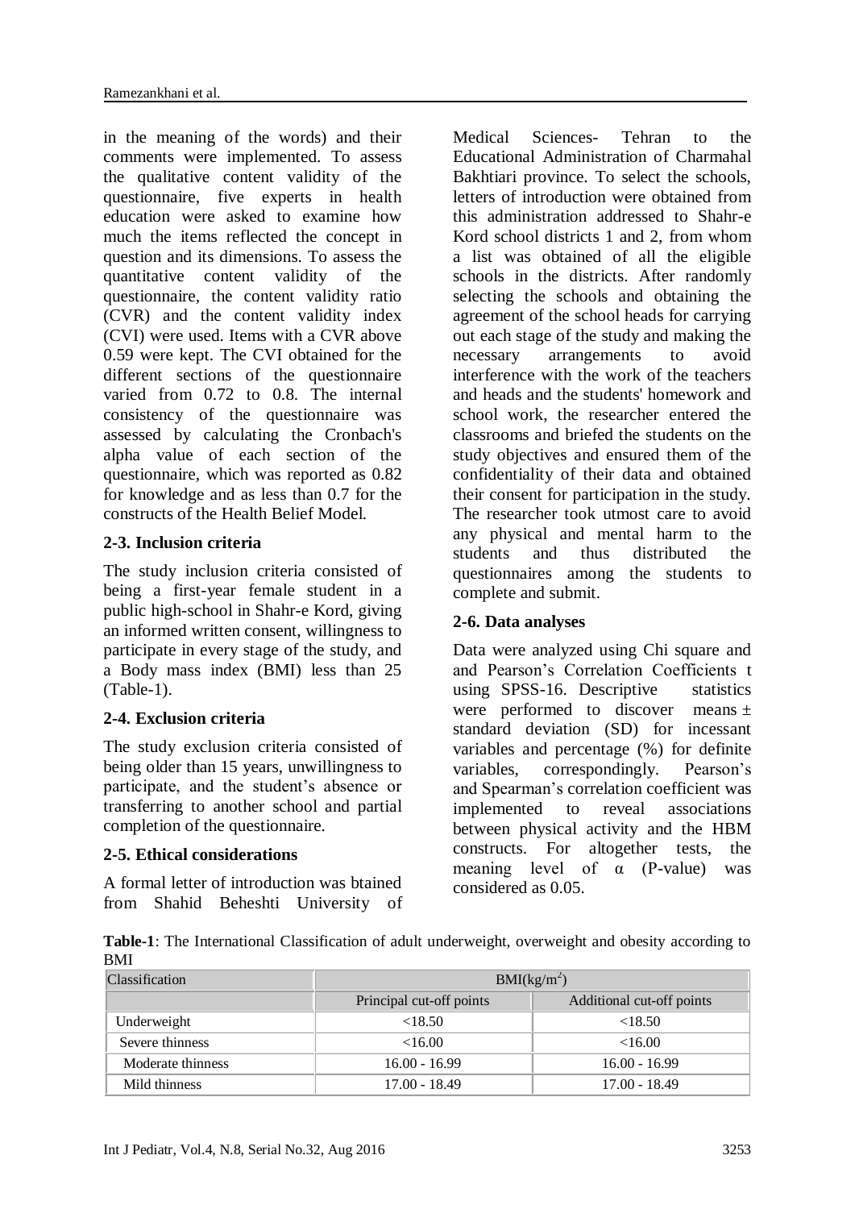in the meaning of the words) and their comments were implemented. To assess the qualitative content validity of the questionnaire, five experts in health education were asked to examine how much the items reflected the concept in question and its dimensions. To assess the quantitative content validity of the questionnaire, the content validity ratio (CVR) and the content validity index (CVI) were used. Items with a CVR above 0.59 were kept. The CVI obtained for the different sections of the questionnaire varied from 0.72 to 0.8. The internal consistency of the questionnaire was assessed by calculating the Cronbach's alpha value of each section of the questionnaire, which was reported as 0.82 for knowledge and as less than 0.7 for the constructs of the Health Belief Model.

### 2-3. Inclusion criteria

The study inclusion criteria consisted of being a first-year female student in a public high-school in Shahr-e Kord, giving an informed written consent, willingness to participate in every stage of the study, and a Body mass index (BMI) less than 25 (Table-1).

### 2-4. Exclusion criteria

The study exclusion criteria consisted of being older than 15 years, unwillingness to participate, and the student's absence or transferring to another school and partial completion of the questionnaire.

### 2-5. Ethical considerations

A formal letter of introduction was btained from Shahid Beheshti University of Medical Sciences- Tehran to the Educational Administration of Charmahal Bakhtiari province. To select the schools, letters of introduction were obtained from this administration addressed to Shahr-e Kord school districts 1 and 2, from whom a list was obtained of all the eligible schools in the districts. After randomly selecting the schools and obtaining the agreement of the school heads for carrying out each stage of the study and making the necessary arrangements to avoid interference with the work of the teachers and heads and the students' homework and school work, the researcher entered the classrooms and briefed the students on the study objectives and ensured them of the confidentiality of their data and obtained their consent for participation in the study. The researcher took utmost care to avoid any physical and mental harm to the students and thus distributed the questionnaires among the students to complete and submit.

### 2-6. Data analyses

Data were analyzed using Chi square and and Pearson's Correlation Coefficients t using SPSS-16. Descriptive statistics were performed to discover means ± standard deviation (SD) for incessant variables and percentage (%) for definite variables, correspondingly. Pearson's and Spearman's correlation coefficient was implemented to reveal associations between physical activity and the HBM constructs. For altogether tests, the meaning level of α (P-value) was considered as 0.05.

**Table-1**: The International Classification of adult underweight, overweight and obesity according to BMI

| Classification | BMI($kg/m^2$) | |
|---|---|---|
| | Principal cut-off points | Additional cut-off points |
| Underweight | <18.50 | <18.50 |
| Severe thinness | <16.00 | <16.00 |
| Moderate thinness | 16.00 - 16.99 | 16.00 - 16.99 |
| Mild thinness | 17.00 - 18.49 | 17.00 - 18.49 |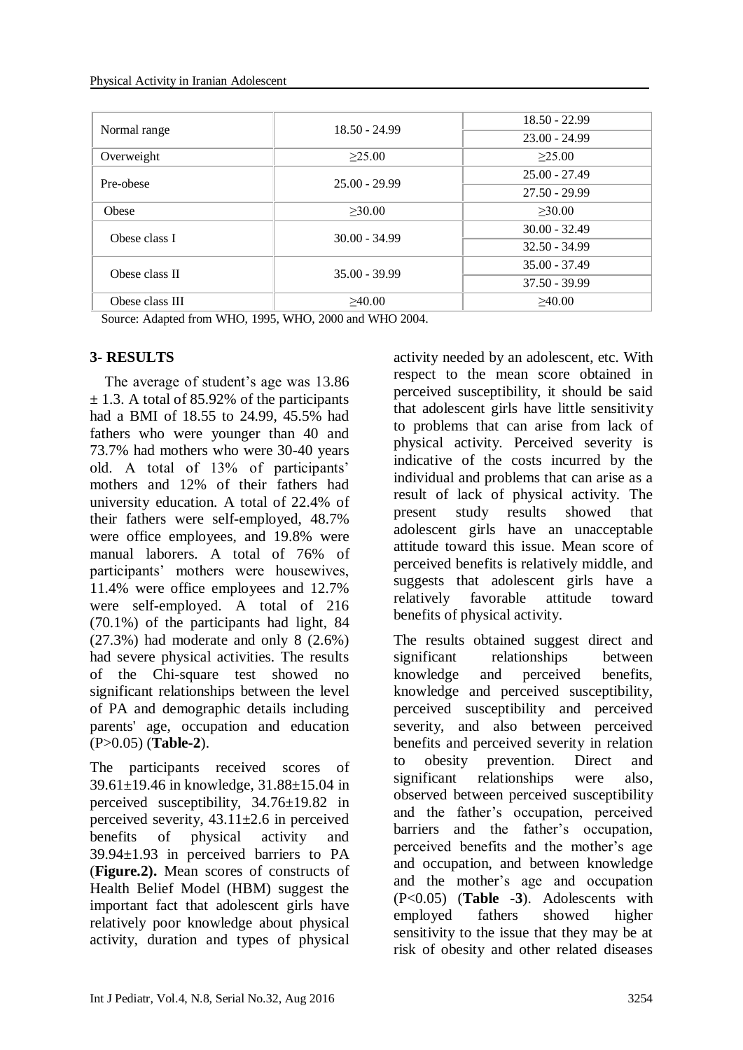| Normal range | 18.50 - 24.99 | 18.50 - 22.99 |
|---|---|---|
| | | 23.00 - 24.99 |
| Overweight | ≥25.00 | ≥25.00 |
| Pre-obese | 25.00 - 29.99 | 25.00 - 27.49 |
| | | 27.50 - 29.99 |
| Obese | ≥30.00 | ≥30.00 |
| Obese class I | 30.00 - 34.99 | 30.00 - 32.49 |
| | | 32.50 - 34.99 |
| Obese class II | 35.00 - 39.99 | 35.00 - 37.49 |
| | | 37.50 - 39.99 |
| Obese class III | ≥40.00 | ≥40.00 |

Source: Adapted from WHO, 1995, WHO, 2000 and WHO 2004.

## 3- RESULTS

The average of student's age was 13.86 ± 1.3. A total of 85.92% of the participants had a BMI of 18.55 to 24.99, 45.5% had fathers who were younger than 40 and 73.7% had mothers who were 30-40 years old. A total of 13% of participants' mothers and 12% of their fathers had university education. A total of 22.4% of their fathers were self-employed, 48.7% were office employees, and 19.8% were manual laborers. A total of 76% of participants' mothers were housewives, 11.4% were office employees and 12.7% were self-employed. A total of 216 (70.1%) of the participants had light, 84 (27.3%) had moderate and only 8 (2.6%) had severe physical activities. The results of the Chi-square test showed no significant relationships between the level of PA and demographic details including parents' age, occupation and education (P>0.05) (**Table-2**).

The participants received scores of 39.61±19.46 in knowledge, 31.88±15.04 in perceived susceptibility, 34.76±19.82 in perceived severity, 43.11±2.6 in perceived benefits of physical activity and 39.94±1.93 in perceived barriers to PA (**Figure.2).** Mean scores of constructs of Health Belief Model (HBM) suggest the important fact that adolescent girls have relatively poor knowledge about physical activity, duration and types of physical activity needed by an adolescent, etc. With respect to the mean score obtained in perceived susceptibility, it should be said that adolescent girls have little sensitivity to problems that can arise from lack of physical activity. Perceived severity is indicative of the costs incurred by the individual and problems that can arise as a result of lack of physical activity. The present study results showed that adolescent girls have an unacceptable attitude toward this issue. Mean score of perceived benefits is relatively middle, and suggests that adolescent girls have a relatively favorable attitude toward benefits of physical activity.

The results obtained suggest direct and significant relationships between knowledge and perceived benefits, knowledge and perceived susceptibility, perceived susceptibility and perceived severity, and also between perceived benefits and perceived severity in relation to obesity prevention. Direct and significant relationships were also, observed between perceived susceptibility and the father's occupation, perceived barriers and the father's occupation, perceived benefits and the mother's age and occupation, and between knowledge and the mother's age and occupation (P<0.05) (**Table -3**). Adolescents with employed fathers showed higher sensitivity to the issue that they may be at risk of obesity and other related diseases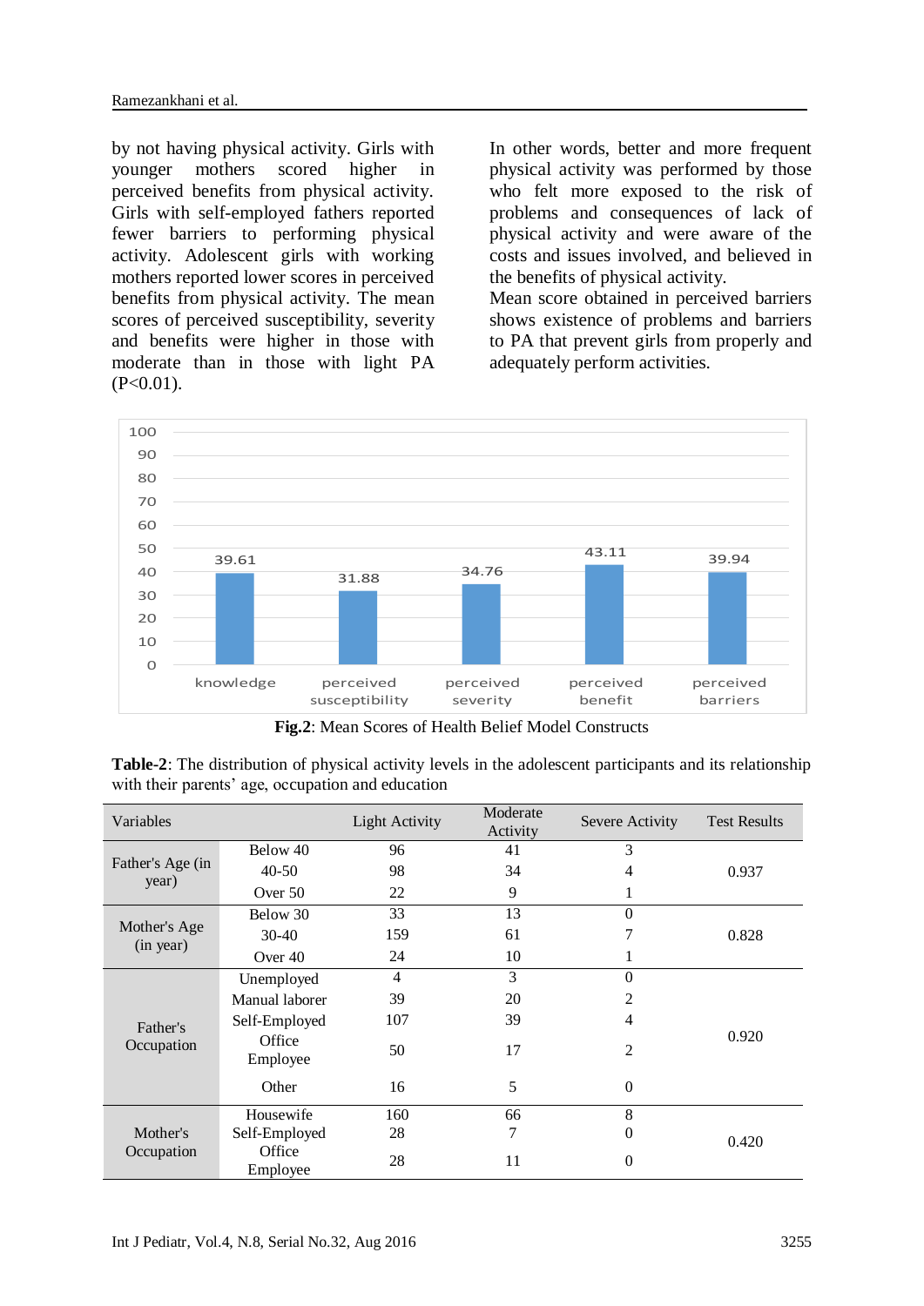by not having physical activity. Girls with younger mothers scored higher in perceived benefits from physical activity. Girls with self-employed fathers reported fewer barriers to performing physical activity. Adolescent girls with working mothers reported lower scores in perceived benefits from physical activity. The mean scores of perceived susceptibility, severity and benefits were higher in those with moderate than in those with light PA ($P<0.01$).

In other words, better and more frequent physical activity was performed by those who felt more exposed to the risk of problems and consequences of lack of physical activity and were aware of the costs and issues involved, and believed in the benefits of physical activity.

Mean score obtained in perceived barriers shows existence of problems and barriers to PA that prevent girls from properly and adequately perform activities.

| Construct | Mean Score |
|---|---|
| knowledge | 39.61 |
| perceived susceptibility | 31.88 |
| perceived severity | 34.76 |
| perceived benefit | 43.11 |
| perceived barriers | 39.94 |

**Fig.2**: Mean Scores of Health Belief Model Constructs

**Table-2**: The distribution of physical activity levels in the adolescent participants and its relationship with their parents' age, occupation and education

| Variables | | Light Activity | Moderate Activity | Severe Activity | Test Results |
|---|---|---|---|---|---|
| Father's Age (in year) | Below 40 | 96 | 41 | 3 | 0.937 |
| | 40-50 | 98 | 34 | 4 | |
| | Over 50 | 22 | 9 | 1 | |
| Mother's Age (in year) | Below 30 | 33 | 13 | 0 | 0.828 |
| | 30-40 | 159 | 61 | 7 | |
| | Over 40 | 24 | 10 | 1 | |
| Father's Occupation | Unemployed | 4 | 3 | 0 | 0.920 |
| | Manual laborer | 39 | 20 | 2 | |
| | Self-Employed | 107 | 39 | 4 | |
| | Office Employee | 50 | 17 | 2 | |
| | Other | 16 | 5 | 0 | |
| Mother's Occupation | Housewife | 160 | 66 | 8 | 0.420 |
| | Self-Employed | 28 | 7 | 0 | |
| | Office Employee | 28 | 11 | 0 | |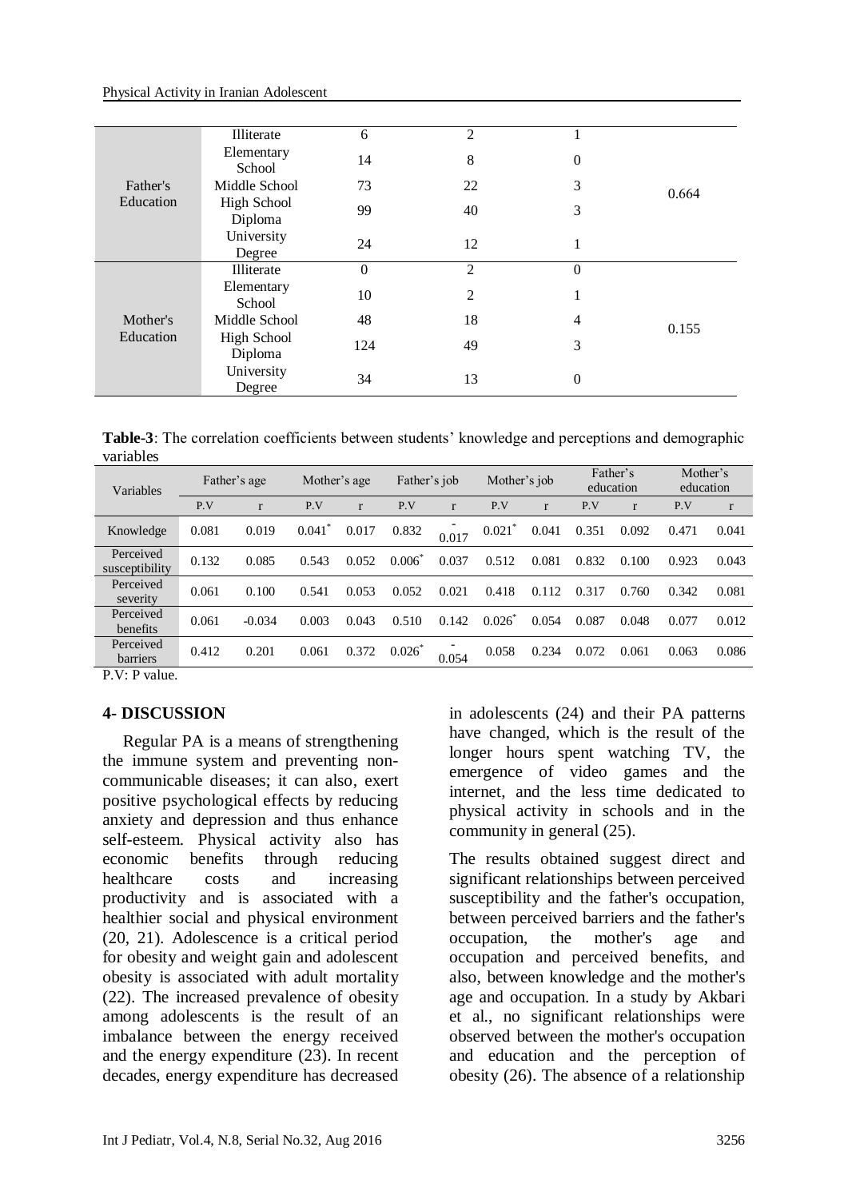| | | | | | |
|---|---|---|---|---|---|
| Father's Education | Illiterate | 6 | 2 | 1 | 0.664 |
| | Elementary School | 14 | 8 | 0 | |
| | Middle School | 73 | 22 | 3 | |
| | High School Diploma | 99 | 40 | 3 | |
| | University Degree | 24 | 12 | 1 | |
| Mother's Education | Illiterate | 0 | 2 | 0 | 0.155 |
| | Elementary School | 10 | 2 | 1 | |
| | Middle School | 48 | 18 | 4 | |
| | High School Diploma | 124 | 49 | 3 | |
| | University Degree | 34 | 13 | 0 | |

**Table-3**: The correlation coefficients between students' knowledge and perceptions and demographic variables

| Variables | Father's age | | Mother's age | | Father's job | | Mother's job | | Father's education | | Mother's education | |
|---|---|---|---|---|---|---|---|---|---|---|---|---|
| | P.V | r | P.V | r | P.V | r | P.V | r | P.V | r | P.V | r |
| Knowledge | 0.081 | 0.019 | 0.041* | 0.017 | 0.832 | -0.017 | 0.021* | 0.041 | 0.351 | 0.092 | 0.471 | 0.041 |
| Perceived susceptibility | 0.132 | 0.085 | 0.543 | 0.052 | 0.006* | 0.037 | 0.512 | 0.081 | 0.832 | 0.100 | 0.923 | 0.043 |
| Perceived severity | 0.061 | 0.100 | 0.541 | 0.053 | 0.052 | 0.021 | 0.418 | 0.112 | 0.317 | 0.760 | 0.342 | 0.081 |
| Perceived benefits | 0.061 | -0.034 | 0.003 | 0.043 | 0.510 | 0.142 | 0.026* | 0.054 | 0.087 | 0.048 | 0.077 | 0.012 |
| Perceived barriers | 0.412 | 0.201 | 0.061 | 0.372 | 0.026* | -0.054 | 0.058 | 0.234 | 0.072 | 0.061 | 0.063 | 0.086 |

P.V: P value.

## 4- DISCUSSION

Regular PA is a means of strengthening the immune system and preventing non-communicable diseases; it can also, exert positive psychological effects by reducing anxiety and depression and thus enhance self-esteem. Physical activity also has economic benefits through reducing healthcare costs and increasing productivity and is associated with a healthier social and physical environment (20, 21). Adolescence is a critical period for obesity and weight gain and adolescent obesity is associated with adult mortality (22). The increased prevalence of obesity among adolescents is the result of an imbalance between the energy received and the energy expenditure (23). In recent decades, energy expenditure has decreased in adolescents (24) and their PA patterns have changed, which is the result of the longer hours spent watching TV, the emergence of video games and the internet, and the less time dedicated to physical activity in schools and in the community in general (25).

The results obtained suggest direct and significant relationships between perceived susceptibility and the father's occupation, between perceived barriers and the father's occupation, the mother's age and occupation and perceived benefits, and also, between knowledge and the mother's age and occupation. In a study by Akbari et al., no significant relationships were observed between the mother's occupation and education and the perception of obesity (26). The absence of a relationship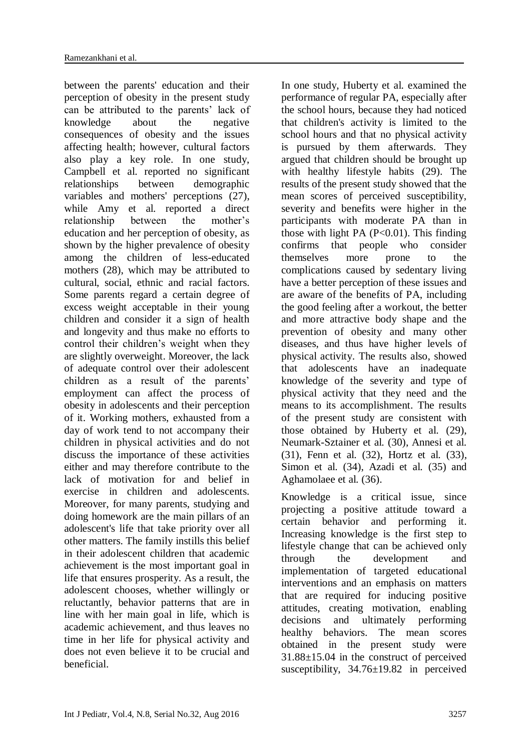between the parents' education and their perception of obesity in the present study can be attributed to the parents' lack of knowledge about the negative consequences of obesity and the issues affecting health; however, cultural factors also play a key role. In one study, Campbell et al. reported no significant relationships between demographic variables and mothers' perceptions (27), while Amy et al. reported a direct relationship between the mother's education and her perception of obesity, as shown by the higher prevalence of obesity among the children of less-educated mothers (28), which may be attributed to cultural, social, ethnic and racial factors. Some parents regard a certain degree of excess weight acceptable in their young children and consider it a sign of health and longevity and thus make no efforts to control their children's weight when they are slightly overweight. Moreover, the lack of adequate control over their adolescent children as a result of the parents' employment can affect the process of obesity in adolescents and their perception of it. Working mothers, exhausted from a day of work tend to not accompany their children in physical activities and do not discuss the importance of these activities either and may therefore contribute to the lack of motivation for and belief in exercise in children and adolescents. Moreover, for many parents, studying and doing homework are the main pillars of an adolescent's life that take priority over all other matters. The family instills this belief in their adolescent children that academic achievement is the most important goal in life that ensures prosperity. As a result, the adolescent chooses, whether willingly or reluctantly, behavior patterns that are in line with her main goal in life, which is academic achievement, and thus leaves no time in her life for physical activity and does not even believe it to be crucial and beneficial.

In one study, Huberty et al. examined the performance of regular PA, especially after the school hours, because they had noticed that children's activity is limited to the school hours and that no physical activity is pursued by them afterwards. They argued that children should be brought up with healthy lifestyle habits (29). The results of the present study showed that the mean scores of perceived susceptibility, severity and benefits were higher in the participants with moderate PA than in those with light PA ($P<0.01$). This finding confirms that people who consider themselves more prone to the complications caused by sedentary living have a better perception of these issues and are aware of the benefits of PA, including the good feeling after a workout, the better and more attractive body shape and the prevention of obesity and many other diseases, and thus have higher levels of physical activity. The results also, showed that adolescents have an inadequate knowledge of the severity and type of physical activity that they need and the means to its accomplishment. The results of the present study are consistent with those obtained by Huberty et al. (29), Neumark-Sztainer et al. (30), Annesi et al. (31), Fenn et al. (32), Hortz et al. (33), Simon et al. (34), Azadi et al. (35) and Aghamolaee et al. (36).

Knowledge is a critical issue, since projecting a positive attitude toward a certain behavior and performing it. Increasing knowledge is the first step to lifestyle change that can be achieved only through the development and implementation of targeted educational interventions and an emphasis on matters that are required for inducing positive attitudes, creating motivation, enabling decisions and ultimately performing healthy behaviors. The mean scores obtained in the present study were 31.88±15.04 in the construct of perceived susceptibility, 34.76±19.82 in perceived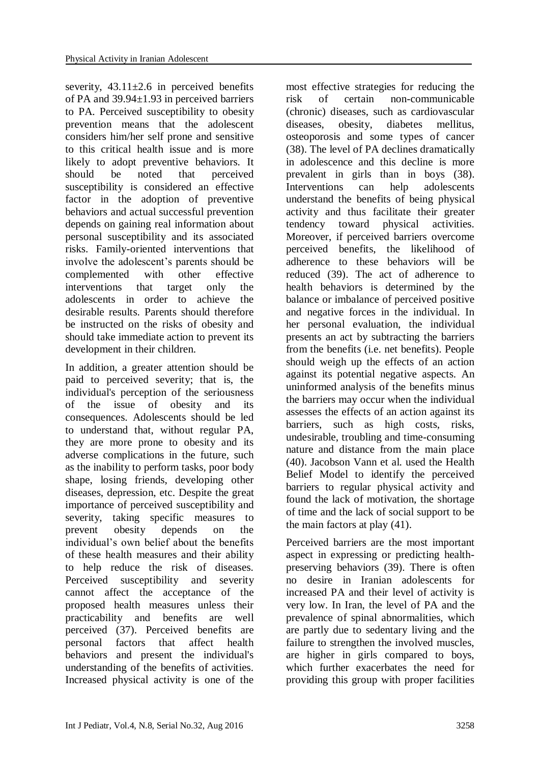severity, 43.11±2.6 in perceived benefits of PA and 39.94±1.93 in perceived barriers to PA. Perceived susceptibility to obesity prevention means that the adolescent considers him/her self prone and sensitive to this critical health issue and is more likely to adopt preventive behaviors. It should be noted that perceived susceptibility is considered an effective factor in the adoption of preventive behaviors and actual successful prevention depends on gaining real information about personal susceptibility and its associated risks. Family-oriented interventions that involve the adolescent's parents should be complemented with other effective interventions that target only the adolescents in order to achieve the desirable results. Parents should therefore be instructed on the risks of obesity and should take immediate action to prevent its development in their children.

In addition, a greater attention should be paid to perceived severity; that is, the individual's perception of the seriousness of the issue of obesity and its consequences. Adolescents should be led to understand that, without regular PA, they are more prone to obesity and its adverse complications in the future, such as the inability to perform tasks, poor body shape, losing friends, developing other diseases, depression, etc. Despite the great importance of perceived susceptibility and severity, taking specific measures to prevent obesity depends on the individual's own belief about the benefits of these health measures and their ability to help reduce the risk of diseases. Perceived susceptibility and severity cannot affect the acceptance of the proposed health measures unless their practicability and benefits are well perceived (37). Perceived benefits are personal factors that affect health behaviors and present the individual's understanding of the benefits of activities. Increased physical activity is one of the most effective strategies for reducing the risk of certain non-communicable (chronic) diseases, such as cardiovascular diseases, obesity, diabetes mellitus, osteoporosis and some types of cancer (38). The level of PA declines dramatically in adolescence and this decline is more prevalent in girls than in boys (38). Interventions can help adolescents understand the benefits of being physical activity and thus facilitate their greater tendency toward physical activities. Moreover, if perceived barriers overcome perceived benefits, the likelihood of adherence to these behaviors will be reduced (39). The act of adherence to health behaviors is determined by the balance or imbalance of perceived positive and negative forces in the individual. In her personal evaluation, the individual presents an act by subtracting the barriers from the benefits (i.e. net benefits). People should weigh up the effects of an action against its potential negative aspects. An uninformed analysis of the benefits minus the barriers may occur when the individual assesses the effects of an action against its barriers, such as high costs, risks, undesirable, troubling and time-consuming nature and distance from the main place (40). Jacobson Vann et al. used the Health Belief Model to identify the perceived barriers to regular physical activity and found the lack of motivation, the shortage of time and the lack of social support to be the main factors at play (41).

Perceived barriers are the most important aspect in expressing or predicting health-preserving behaviors (39). There is often no desire in Iranian adolescents for increased PA and their level of activity is very low. In Iran, the level of PA and the prevalence of spinal abnormalities, which are partly due to sedentary living and the failure to strengthen the involved muscles, are higher in girls compared to boys, which further exacerbates the need for providing this group with proper facilities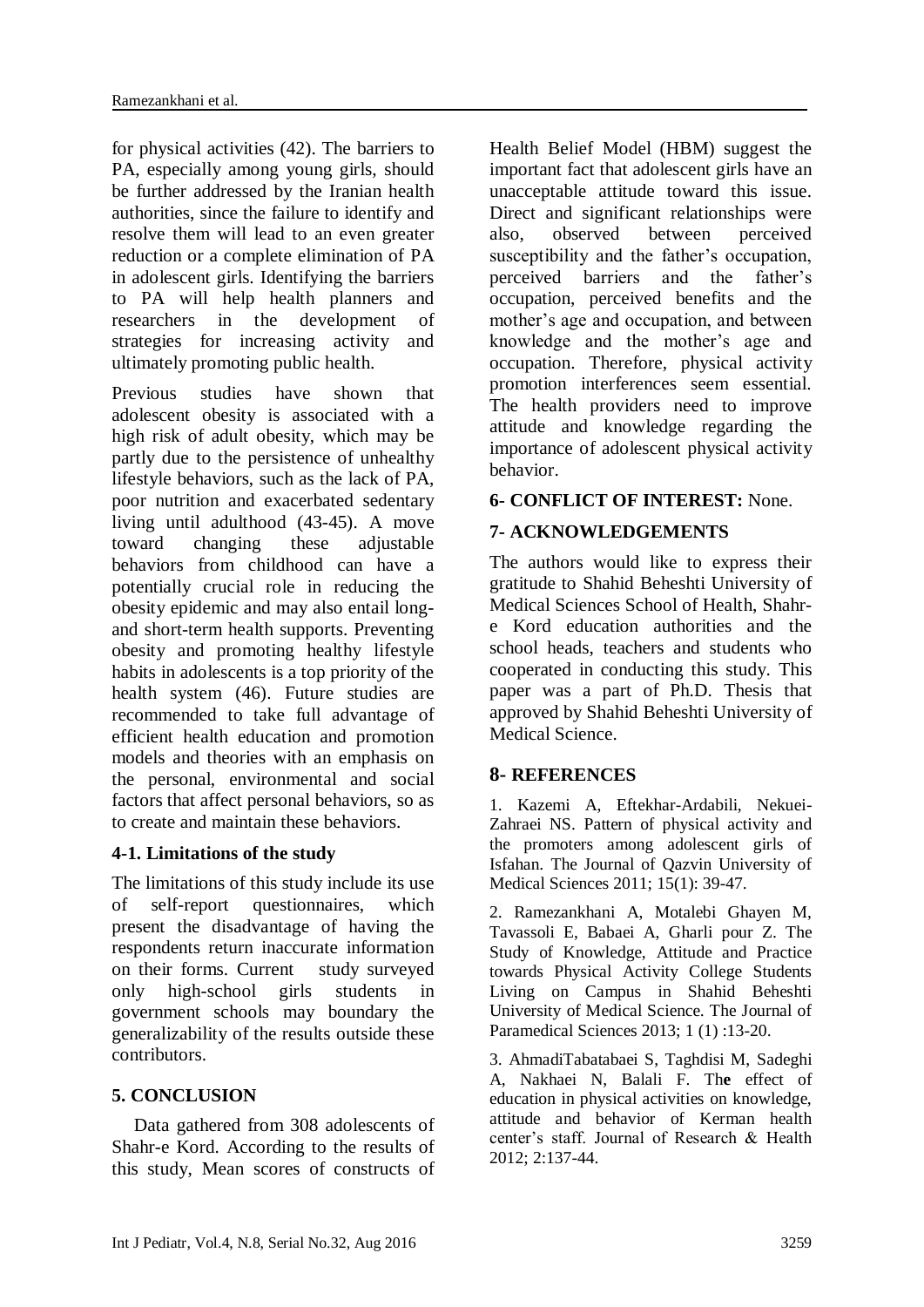for physical activities (42). The barriers to PA, especially among young girls, should be further addressed by the Iranian health authorities, since the failure to identify and resolve them will lead to an even greater reduction or a complete elimination of PA in adolescent girls. Identifying the barriers to PA will help health planners and researchers in the development of strategies for increasing activity and ultimately promoting public health.

Previous studies have shown that adolescent obesity is associated with a high risk of adult obesity, which may be partly due to the persistence of unhealthy lifestyle behaviors, such as the lack of PA, poor nutrition and exacerbated sedentary living until adulthood (43-45). A move toward changing these adjustable behaviors from childhood can have a potentially crucial role in reducing the obesity epidemic and may also entail long- and short-term health supports. Preventing obesity and promoting healthy lifestyle habits in adolescents is a top priority of the health system (46). Future studies are recommended to take full advantage of efficient health education and promotion models and theories with an emphasis on the personal, environmental and social factors that affect personal behaviors, so as to create and maintain these behaviors.

### 4-1. Limitations of the study

The limitations of this study include its use of self-report questionnaires, which present the disadvantage of having the respondents return inaccurate information on their forms. Current study surveyed only high-school girls students in government schools may boundary the generalizability of the results outside these contributors.

## 5. CONCLUSION

Data gathered from 308 adolescents of Shahr-e Kord. According to the results of this study, Mean scores of constructs of Health Belief Model (HBM) suggest the important fact that adolescent girls have an unacceptable attitude toward this issue. Direct and significant relationships were also, observed between perceived susceptibility and the father's occupation, perceived barriers and the father's occupation, perceived benefits and the mother's age and occupation, and between knowledge and the mother's age and occupation. Therefore, physical activity promotion interferences seem essential. The health providers need to improve attitude and knowledge regarding the importance of adolescent physical activity behavior.

## 6- CONFLICT OF INTEREST: None.

## 7- ACKNOWLEDGEMENTS

The authors would like to express their gratitude to Shahid Beheshti University of Medical Sciences School of Health, Shahr-e Kord education authorities and the school heads, teachers and students who cooperated in conducting this study. This paper was a part of Ph.D. Thesis that approved by Shahid Beheshti University of Medical Science.

## 8- REFERENCES

1. Kazemi A, Eftekhar-Ardabili, Nekuei-Zahraei NS. Pattern of physical activity and the promoters among adolescent girls of Isfahan. The Journal of Qazvin University of Medical Sciences 2011; 15(1): 39-47.

2. Ramezankhani A, Motalebi Ghayen M, Tavassoli E, Babaei A, Gharli pour Z. The Study of Knowledge, Attitude and Practice towards Physical Activity College Students Living on Campus in Shahid Beheshti University of Medical Science. The Journal of Paramedical Sciences 2013; 1 (1) :13-20.

3. AhmadiTabatabaei S, Taghdisi M, Sadeghi A, Nakhaei N, Balali F. The effect of education in physical activities on knowledge, attitude and behavior of Kerman health center's staff. Journal of Research & Health 2012; 2:137-44.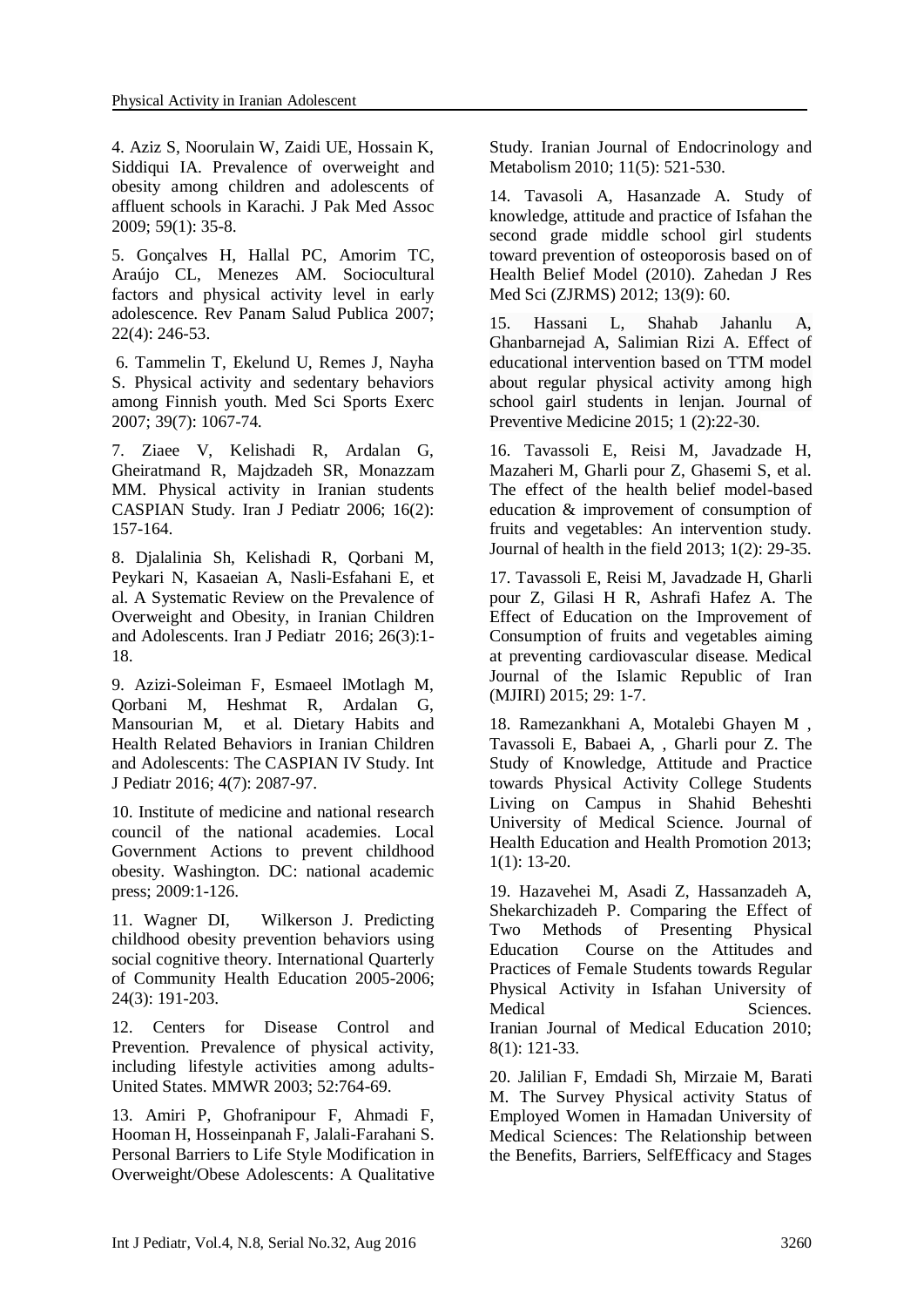4. Aziz S, Noorulain W, Zaidi UE, Hossain K, Siddiqui IA. Prevalence of overweight and obesity among children and adolescents of affluent schools in Karachi. J Pak Med Assoc 2009; 59(1): 35-8.

5. Gonçalves H, Hallal PC, Amorim TC, Araújo CL, Menezes AM. Sociocultural factors and physical activity level in early adolescence. Rev Panam Salud Publica 2007; 22(4): 246-53.

6. Tammelin T, Ekelund U, Remes J, Nayha S. Physical activity and sedentary behaviors among Finnish youth. Med Sci Sports Exerc 2007; 39(7): 1067-74.

7. Ziaee V, Kelishadi R, Ardalan G, Gheiratmand R, Majdzadeh SR, Monazzam MM. Physical activity in Iranian students CASPIAN Study. Iran J Pediatr 2006; 16(2): 157-164.

8. Djalalinia Sh, Kelishadi R, Qorbani M, Peykari N, Kasaeian A, Nasli-Esfahani E, et al. A Systematic Review on the Prevalence of Overweight and Obesity, in Iranian Children and Adolescents. Iran J Pediatr 2016; 26(3):1-18.

9. Azizi-Soleiman F, Esmaeel lMotlagh M, Qorbani M, Heshmat R, Ardalan G, Mansourian M, et al. Dietary Habits and Health Related Behaviors in Iranian Children and Adolescents: The CASPIAN IV Study. Int J Pediatr 2016; 4(7): 2087-97.

10. Institute of medicine and national research council of the national academies. Local Government Actions to prevent childhood obesity. Washington. DC: national academic press; 2009:1-126.

11. Wagner DI, Wilkerson J. Predicting childhood obesity prevention behaviors using social cognitive theory. International Quarterly of Community Health Education 2005-2006; 24(3): 191-203.

12. Centers for Disease Control and Prevention. Prevalence of physical activity, including lifestyle activities among adults-United States. MMWR 2003; 52:764-69.

13. Amiri P, Ghofranipour F, Ahmadi F, Hooman H, Hosseinpanah F, Jalali-Farahani S. Personal Barriers to Life Style Modification in Overweight/Obese Adolescents: A Qualitative Study. Iranian Journal of Endocrinology and Metabolism 2010; 11(5): 521-530.

14. Tavasoli A, Hasanzade A. Study of knowledge, attitude and practice of Isfahan the second grade middle school girl students toward prevention of osteoporosis based on of Health Belief Model (2010). Zahedan J Res Med Sci (ZJRMS) 2012; 13(9): 60.

15. Hassani L, Shahab Jahanlu A, Ghanbarnejad A, Salimian Rizi A. Effect of educational intervention based on TTM model about regular physical activity among high school gairl students in lenjan. Journal of Preventive Medicine 2015; 1 (2):22-30.

16. Tavassoli E, Reisi M, Javadzade H, Mazaheri M, Gharli pour Z, Ghasemi S, et al. The effect of the health belief model-based education & improvement of consumption of fruits and vegetables: An intervention study. Journal of health in the field 2013; 1(2): 29-35.

17. Tavassoli E, Reisi M, Javadzade H, Gharli pour Z, Gilasi H R, Ashrafi Hafez A. The Effect of Education on the Improvement of Consumption of fruits and vegetables aiming at preventing cardiovascular disease. Medical Journal of the Islamic Republic of Iran (MJIRI) 2015; 29: 1-7.

18. Ramezankhani A, Motalebi Ghayen M , Tavassoli E, Babaei A, , Gharli pour Z. The Study of Knowledge, Attitude and Practice towards Physical Activity College Students Living on Campus in Shahid Beheshti University of Medical Science. Journal of Health Education and Health Promotion 2013; 1(1): 13-20.

19. Hazavehei M, Asadi Z, Hassanzadeh A, Shekarchizadeh P. Comparing the Effect of Two Methods of Presenting Physical Education Course on the Attitudes and Practices of Female Students towards Regular Physical Activity in Isfahan University of Medical Sciences. Iranian Journal of Medical Education 2010; 8(1): 121-33.

20. Jalilian F, Emdadi Sh, Mirzaie M, Barati M. The Survey Physical activity Status of Employed Women in Hamadan University of Medical Sciences: The Relationship between the Benefits, Barriers, SelfEfficacy and Stages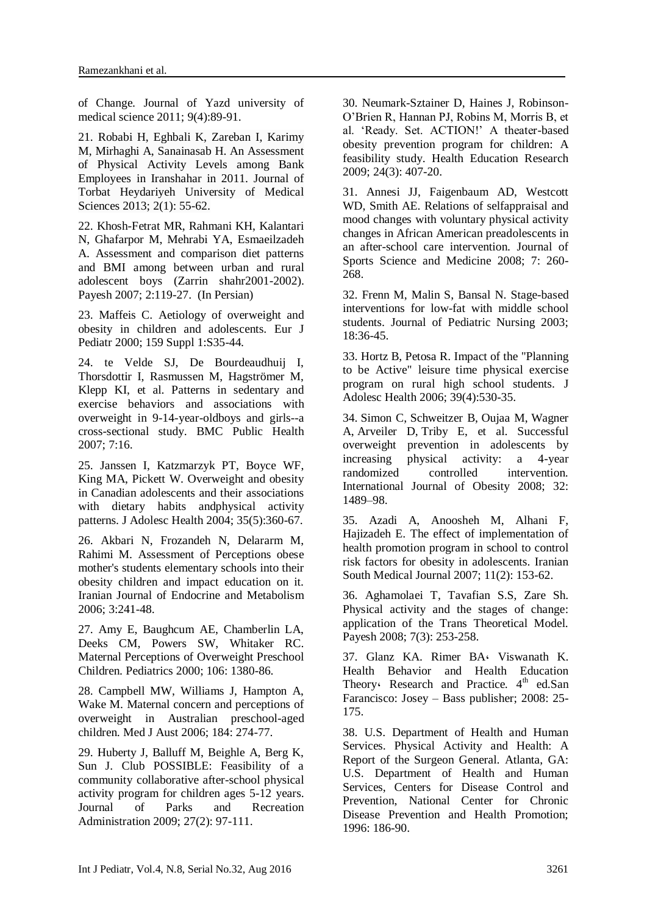of Change. Journal of Yazd university of medical science 2011; 9(4):89-91.

21. Robabi H, Eghbali K, Zareban I, Karimy M, Mirhaghi A, Sanainasab H. An Assessment of Physical Activity Levels among Bank Employees in Iranshahar in 2011. Journal of Torbat Heydariyeh University of Medical Sciences 2013; 2(1): 55-62.

22. Khosh-Fetrat MR, Rahmani KH, Kalantari N, Ghafarpor M, Mehrabi YA, Esmaeilzadeh A. Assessment and comparison diet patterns and BMI among between urban and rural adolescent boys (Zarrin shahr2001-2002). Payesh 2007; 2:119-27. (In Persian)

23. Maffeis C. Aetiology of overweight and obesity in children and adolescents. Eur J Pediatr 2000; 159 Suppl 1:S35-44.

24. te Velde SJ, De Bourdeaudhuij I, Thorsdottir I, Rasmussen M, Hagströmer M, Klepp KI, et al. Patterns in sedentary and exercise behaviors and associations with overweight in 9-14-year-oldboys and girls--a cross-sectional study. BMC Public Health 2007; 7:16.

25. Janssen I, Katzmarzyk PT, Boyce WF, King MA, Pickett W. Overweight and obesity in Canadian adolescents and their associations with dietary habits andphysical activity patterns. J Adolesc Health 2004; 35(5):360-67.

26. Akbari N, Frozandeh N, Delararm M, Rahimi M. Assessment of Perceptions obese mother's students elementary schools into their obesity children and impact education on it. Iranian Journal of Endocrine and Metabolism 2006; 3:241-48.

27. Amy E, Baughcum AE, Chamberlin LA, Deeks CM, Powers SW, Whitaker RC. Maternal Perceptions of Overweight Preschool Children. Pediatrics 2000; 106: 1380-86.

28. Campbell MW, Williams J, Hampton A, Wake M. Maternal concern and perceptions of overweight in Australian preschool-aged children. Med J Aust 2006; 184: 274-77.

29. Huberty J, Balluff M, Beighle A, Berg K, Sun J. Club POSSIBLE: Feasibility of a community collaborative after-school physical activity program for children ages 5-12 years. Journal of Parks and Recreation Administration 2009; 27(2): 97-111.

30. Neumark-Sztainer D, Haines J, Robinson-O'Brien R, Hannan PJ, Robins M, Morris B, et al. 'Ready. Set. ACTION!' A theater-based obesity prevention program for children: A feasibility study. Health Education Research 2009; 24(3): 407-20.

31. Annesi JJ, Faigenbaum AD, Westcott WD, Smith AE. Relations of selfappraisal and mood changes with voluntary physical activity changes in African American preadolescents in an after-school care intervention. Journal of Sports Science and Medicine 2008; 7: 260-268.

32. Frenn M, Malin S, Bansal N. Stage-based interventions for low-fat with middle school students. Journal of Pediatric Nursing 2003; 18:36-45.

33. Hortz B, Petosa R. Impact of the "Planning to be Active" leisure time physical exercise program on rural high school students. J Adolesc Health 2006; 39(4):530-35.

34. Simon C, Schweitzer B, Oujaa M, Wagner A, Arveiler D, Triby E, et al. Successful overweight prevention in adolescents by increasing physical activity: a 4-year randomized controlled intervention. International Journal of Obesity 2008; 32: 1489–98.

35. Azadi A, Anoosheh M, Alhani F, Hajizadeh E. The effect of implementation of health promotion program in school to control risk factors for obesity in adolescents. Iranian South Medical Journal 2007; 11(2): 153-62.

36. Aghamolaei T, Tavafian S.S, Zare Sh. Physical activity and the stages of change: application of the Trans Theoretical Model. Payesh 2008; 7(3): 253-258.

37. Glanz KA. Rimer BA، Viswanath K. Health Behavior and Health Education Theory، Research and Practice. 4th ed.San Farancisco: Josey – Bass publisher; 2008: 25-175.

38. U.S. Department of Health and Human Services. Physical Activity and Health: A Report of the Surgeon General. Atlanta, GA: U.S. Department of Health and Human Services, Centers for Disease Control and Prevention, National Center for Chronic Disease Prevention and Health Promotion; 1996: 186-90.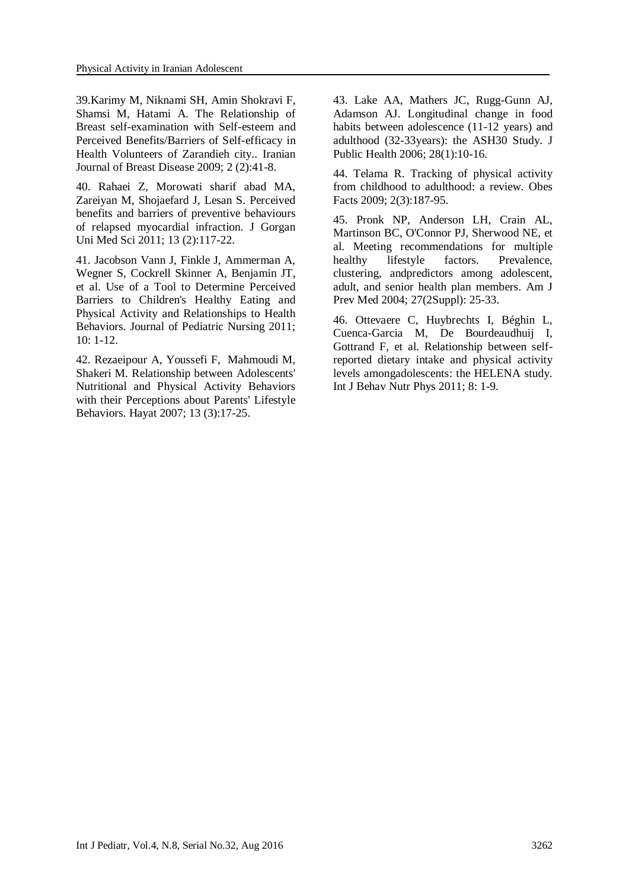39.Karimy M, Niknami SH, Amin Shokravi F, Shamsi M, Hatami A. The Relationship of Breast self-examination with Self-esteem and Perceived Benefits/Barriers of Self-efficacy in Health Volunteers of Zarandieh city.. Iranian Journal of Breast Disease 2009; 2 (2):41-8.

40. Rahaei Z, Morowati sharif abad MA, Zareiyan M, Shojaefard J, Lesan S. Perceived benefits and barriers of preventive behaviours of relapsed myocardial infraction. J Gorgan Uni Med Sci 2011; 13 (2):117-22.

41. Jacobson Vann J, Finkle J, Ammerman A, Wegner S, Cockrell Skinner A, Benjamin JT, et al. Use of a Tool to Determine Perceived Barriers to Children's Healthy Eating and Physical Activity and Relationships to Health Behaviors. Journal of Pediatric Nursing 2011; 10: 1-12.

42. Rezaeipour A, Youssefi F, Mahmoudi M, Shakeri M. Relationship between Adolescents' Nutritional and Physical Activity Behaviors with their Perceptions about Parents' Lifestyle Behaviors. Hayat 2007; 13 (3):17-25.

43. Lake AA, Mathers JC, Rugg-Gunn AJ, Adamson AJ. Longitudinal change in food habits between adolescence (11-12 years) and adulthood (32-33years): the ASH30 Study. J Public Health 2006; 28(1):10-16.

44. Telama R. Tracking of physical activity from childhood to adulthood: a review. Obes Facts 2009; 2(3):187-95.

45. Pronk NP, Anderson LH, Crain AL, Martinson BC, O'Connor PJ, Sherwood NE, et al. Meeting recommendations for multiple healthy lifestyle factors. Prevalence, clustering, andpredictors among adolescent, adult, and senior health plan members. Am J Prev Med 2004; 27(2Suppl): 25-33.

46. Ottevaere C, Huybrechts I, Béghin L, Cuenca-Garcia M, De Bourdeaudhuij I, Gottrand F, et al. Relationship between self-reported dietary intake and physical activity levels amongadolescents: the HELENA study. Int J Behav Nutr Phys 2011; 8: 1-9.